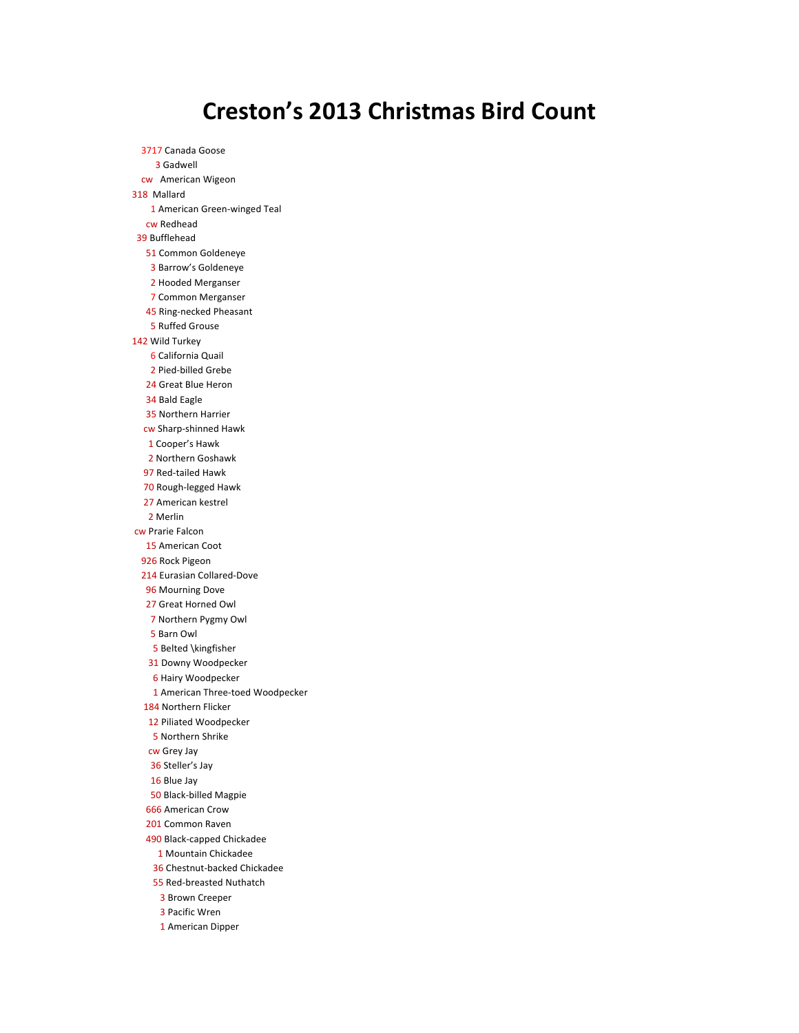# Creston's 2013 Christmas Bird Count

3717 Canada Goose
3 Gadwell
cw American Wigeon
318 Mallard
1 American Green-winged Teal
cw Redhead
39 Bufflehead
51 Common Goldeneye
3 Barrow's Goldeneye
2 Hooded Merganser
7 Common Merganser
45 Ring-necked Pheasant
5 Ruffed Grouse
142 Wild Turkey
6 California Quail
2 Pied-billed Grebe
24 Great Blue Heron
34 Bald Eagle
35 Northern Harrier
cw Sharp-shinned Hawk
1 Cooper's Hawk
2 Northern Goshawk
97 Red-tailed Hawk
70 Rough-legged Hawk
27 American kestrel
2 Merlin
cw Prarie Falcon
15 American Coot
926 Rock Pigeon
214 Eurasian Collared-Dove
96 Mourning Dove
27 Great Horned Owl
7 Northern Pygmy Owl
5 Barn Owl
5 Belted \kingfisher
31 Downy Woodpecker
6 Hairy Woodpecker
1 American Three-toed Woodpecker
184 Northern Flicker
12 Piliated Woodpecker
5 Northern Shrike
cw Grey Jay
36 Steller's Jay
16 Blue Jay
50 Black-billed Magpie
666 American Crow
201 Common Raven
490 Black-capped Chickadee
1 Mountain Chickadee
36 Chestnut-backed Chickadee
55 Red-breasted Nuthatch
3 Brown Creeper
3 Pacific Wren
1 American Dipper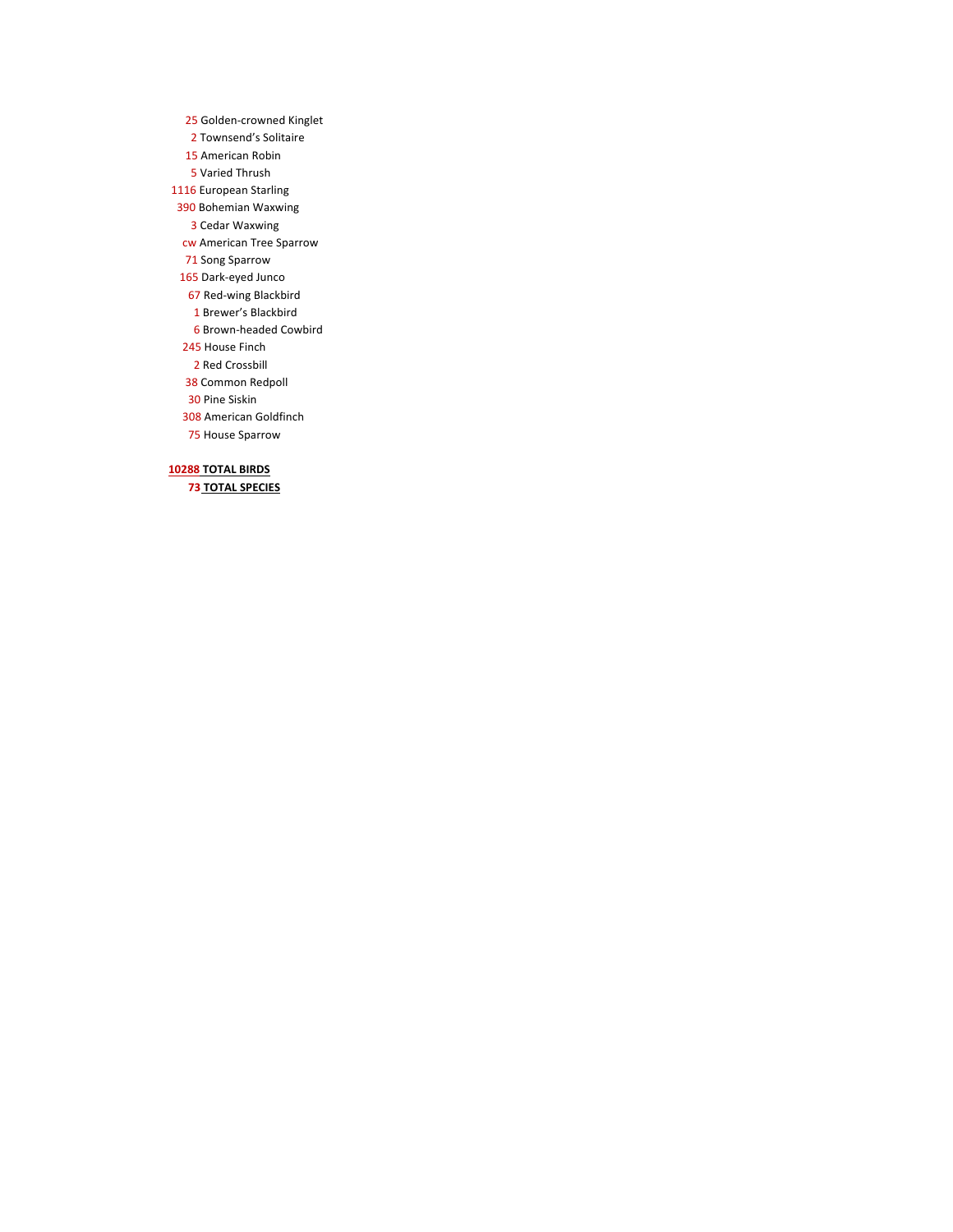25 Golden-crowned Kinglet
2 Townsend's Solitaire
15 American Robin
5 Varied Thrush
1116 European Starling
390 Bohemian Waxwing
3 Cedar Waxwing
cw American Tree Sparrow
71 Song Sparrow
165 Dark-eyed Junco
67 Red-wing Blackbird
1 Brewer's Blackbird
6 Brown-headed Cowbird
245 House Finch
2 Red Crossbill
38 Common Redpoll
30 Pine Siskin
308 American Goldfinch
75 House Sparrow

**10288 TOTAL BIRDS**
**73 TOTAL SPECIES**